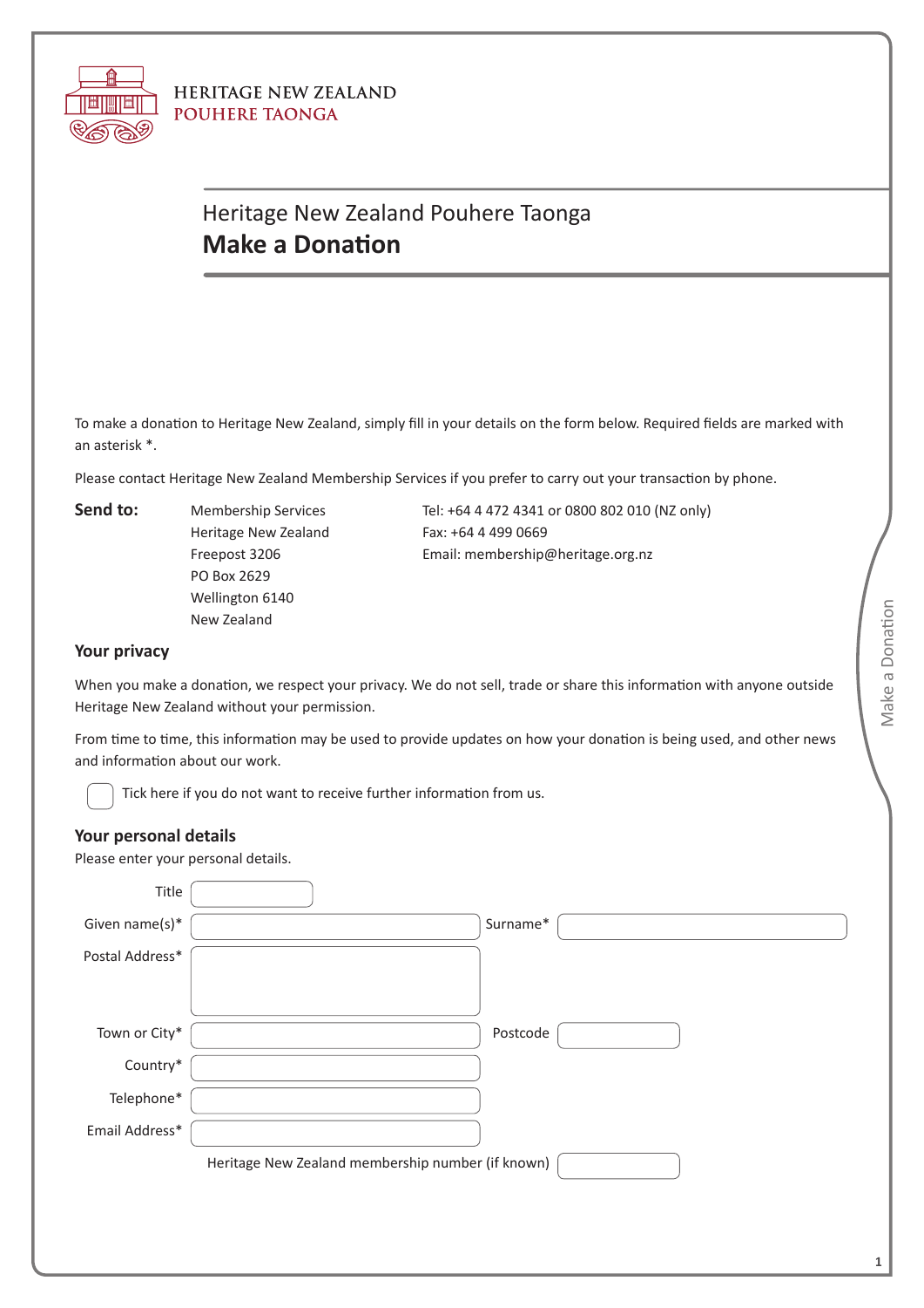HERITAGE NEW ZEALAND
POUHERE TAONGA

# Heritage New Zealand Pouhere Taonga
# **Make a Donation**

To make a donation to Heritage New Zealand, simply fill in your details on the form below. Required fields are marked with an asterisk *.

Please contact Heritage New Zealand Membership Services if you prefer to carry out your transaction by phone.

**Send to:**

Membership Services
Heritage New Zealand
Freepost 3206
PO Box 2629
Wellington 6140
New Zealand

Tel: +64 4 472 4341 or 0800 802 010 (NZ only)
Fax: +64 4 499 0669
Email: membership@heritage.org.nz

## Your privacy

When you make a donation, we respect your privacy. We do not sell, trade or share this information with anyone outside Heritage New Zealand without your permission.

From time to time, this information may be used to provide updates on how your donation is being used, and other news and information about our work.

☐ Tick here if you do not want to receive further information from us.

## Your personal details

Please enter your personal details.

Title ______

Given name(s)* ______ Surname* ______

Postal Address* ______

Town or City* ______ Postcode ______

Country* ______

Telephone* ______

Email Address* ______

Heritage New Zealand membership number (if known) ______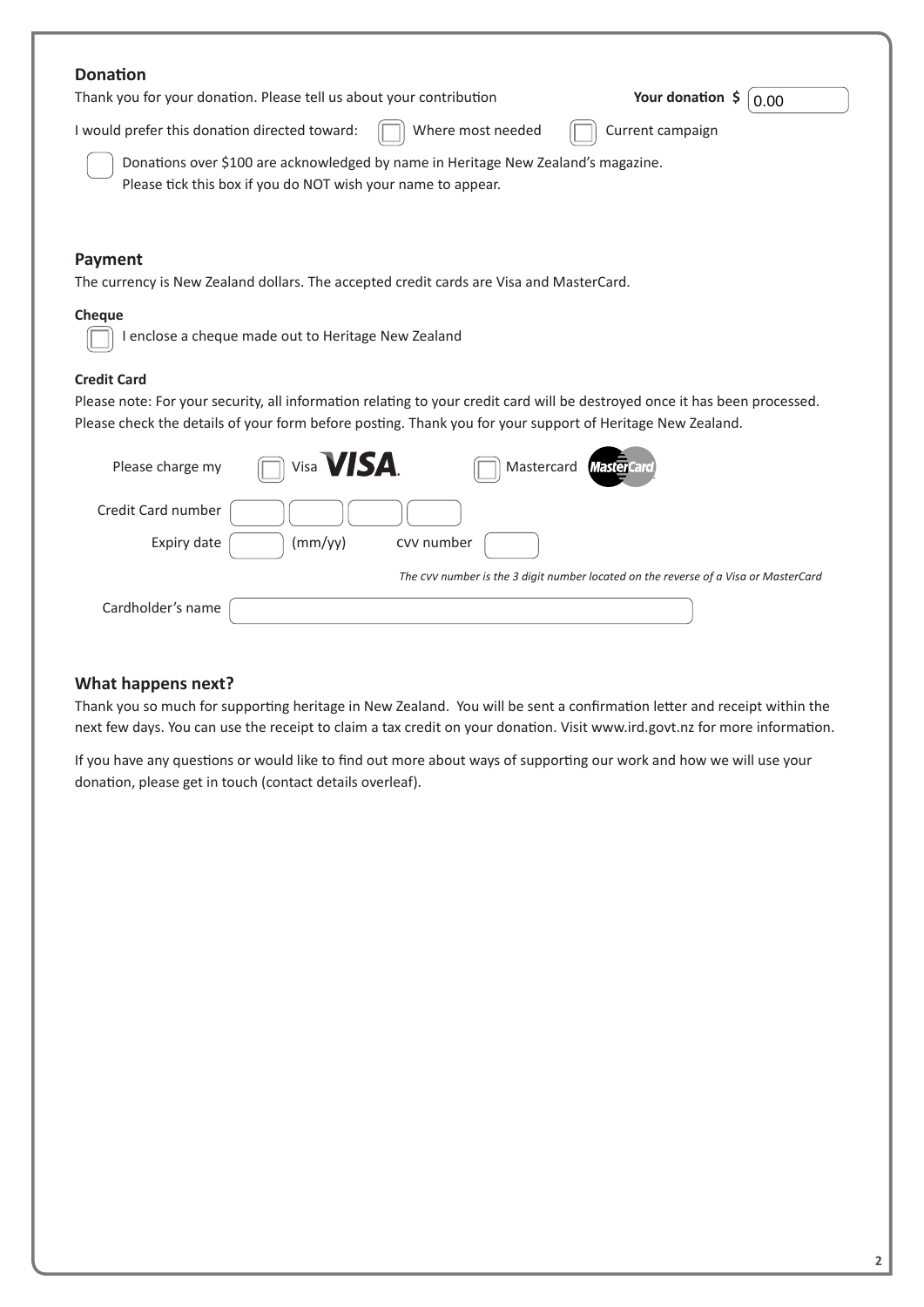## Donation

Thank you for your donation. Please tell us about your contribution

**Your donation $** 0.00

I would prefer this donation directed toward: ☐ Where most needed ☐ Current campaign

☐ Donations over $100 are acknowledged by name in Heritage New Zealand's magazine. Please tick this box if you do NOT wish your name to appear.

## Payment

The currency is New Zealand dollars. The accepted credit cards are Visa and MasterCard.

### Cheque

☐ I enclose a cheque made out to Heritage New Zealand

### Credit Card

Please note: For your security, all information relating to your credit card will be destroyed once it has been processed. Please check the details of your form before posting. Thank you for your support of Heritage New Zealand.

Please charge my ☐ Visa VISA ☐ Mastercard MasterCard

Credit Card number ☐ ☐ ☐ ☐

Expiry date ☐ (mm/yy) CVV number ☐

*The CVV number is the 3 digit number located on the reverse of a Visa or MasterCard*

Cardholder's name ☐

## What happens next?

Thank you so much for supporting heritage in New Zealand. You will be sent a confirmation letter and receipt within the next few days. You can use the receipt to claim a tax credit on your donation. Visit www.ird.govt.nz for more information.

If you have any questions or would like to find out more about ways of supporting our work and how we will use your donation, please get in touch (contact details overleaf).